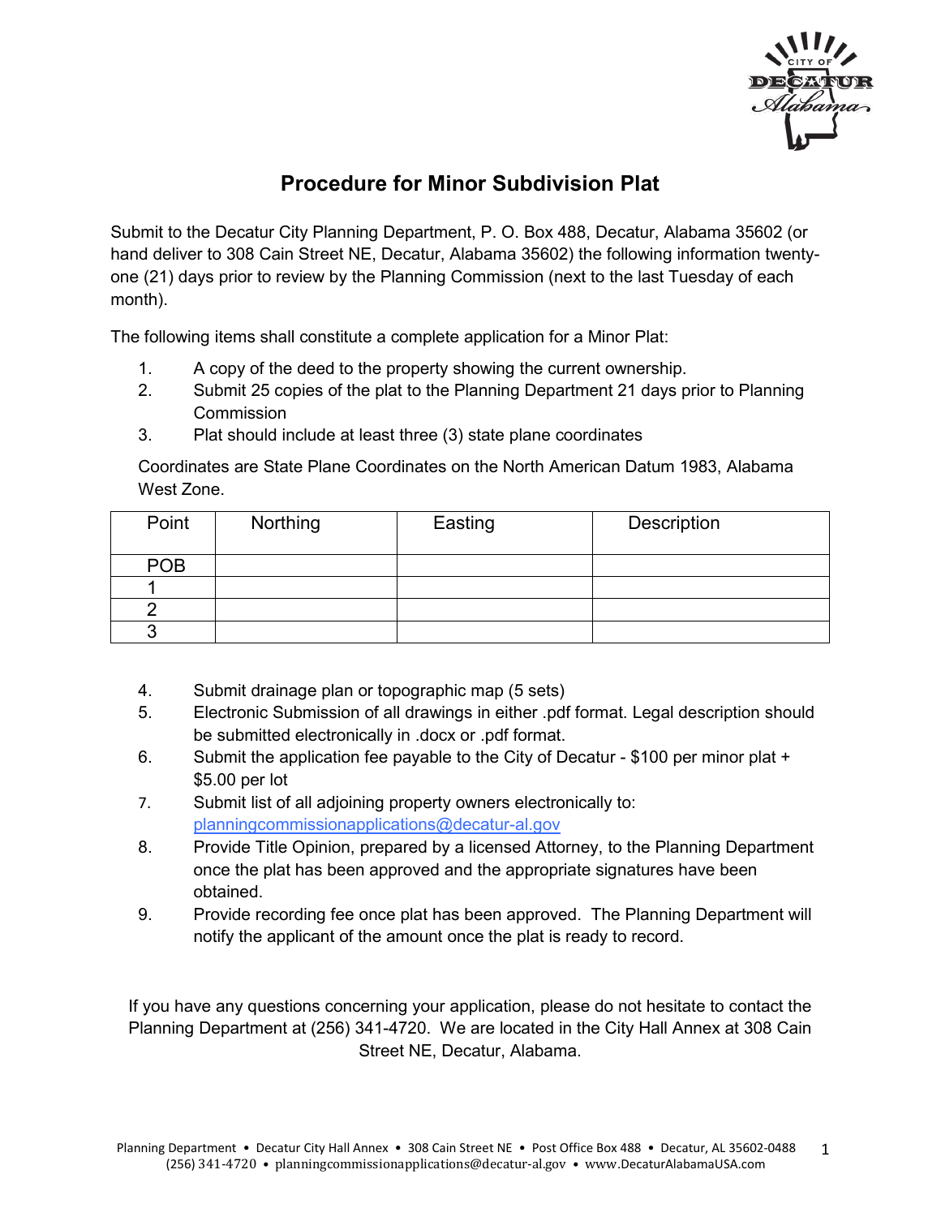# Procedure for Minor Subdivision Plat

Submit to the Decatur City Planning Department, P. O. Box 488, Decatur, Alabama 35602 (or hand deliver to 308 Cain Street NE, Decatur, Alabama 35602) the following information twenty-one (21) days prior to review by the Planning Commission (next to the last Tuesday of each month).

The following items shall constitute a complete application for a Minor Plat:

1. A copy of the deed to the property showing the current ownership.
2. Submit 25 copies of the plat to the Planning Department 21 days prior to Planning Commission
3. Plat should include at least three (3) state plane coordinates

Coordinates are State Plane Coordinates on the North American Datum 1983, Alabama West Zone.

| Point | Northing | Easting | Description |
|---|---|---|---|
| POB | | | |
| 1 | | | |
| 2 | | | |
| 3 | | | |

4. Submit drainage plan or topographic map (5 sets)
5. Electronic Submission of all drawings in either .pdf format. Legal description should be submitted electronically in .docx or .pdf format.
6. Submit the application fee payable to the City of Decatur - $100 per minor plat + $5.00 per lot
7. Submit list of all adjoining property owners electronically to: planningcommissionapplications@decatur-al.gov
8. Provide Title Opinion, prepared by a licensed Attorney, to the Planning Department once the plat has been approved and the appropriate signatures have been obtained.
9. Provide recording fee once plat has been approved. The Planning Department will notify the applicant of the amount once the plat is ready to record.

If you have any questions concerning your application, please do not hesitate to contact the Planning Department at (256) 341-4720. We are located in the City Hall Annex at 308 Cain Street NE, Decatur, Alabama.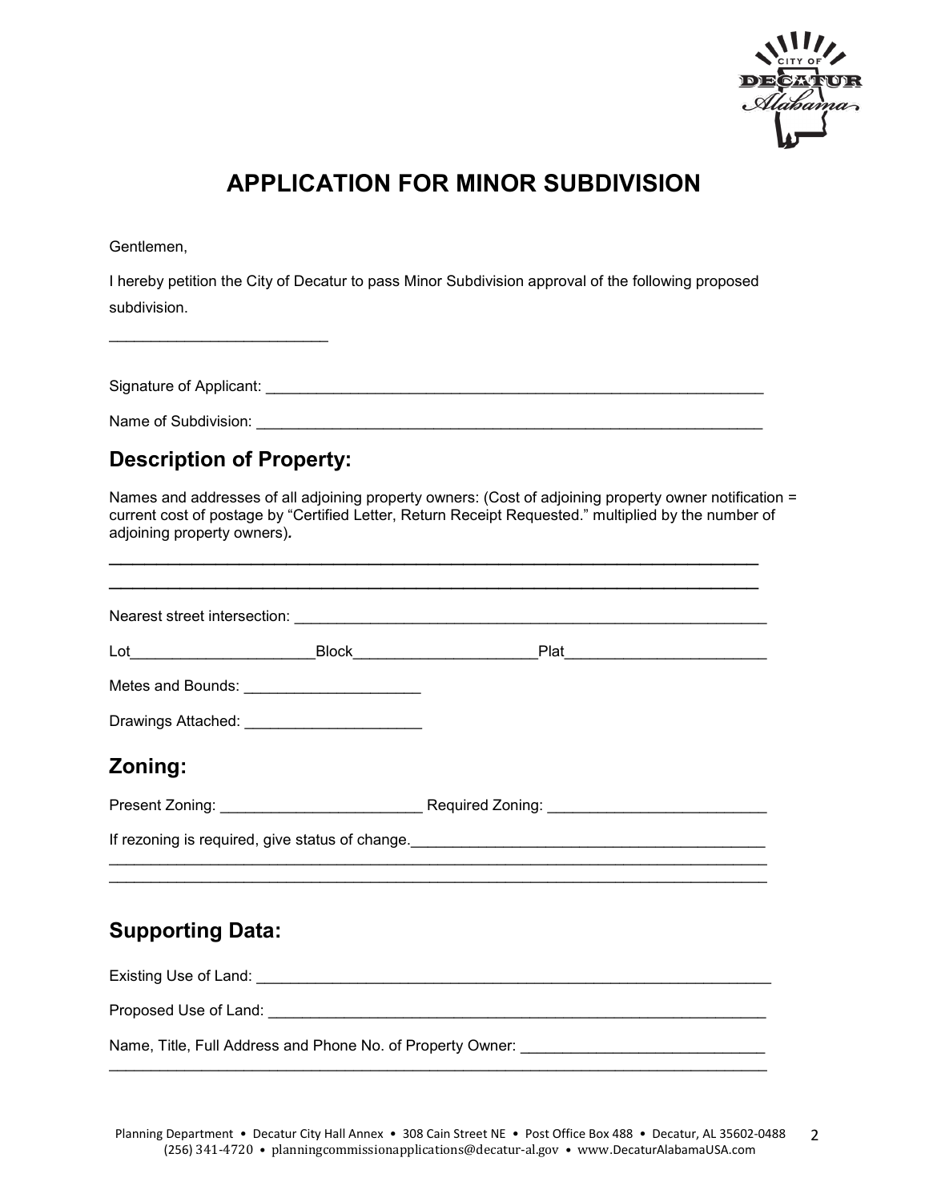# APPLICATION FOR MINOR SUBDIVISION

Gentlemen,

I hereby petition the City of Decatur to pass Minor Subdivision approval of the following proposed subdivision.

___________________________

Signature of Applicant: ______________________________________________________________

Name of Subdivision: ________________________________________________________________

## Description of Property:

Names and addresses of all adjoining property owners: (Cost of adjoining property owner notification = current cost of postage by "Certified Letter, Return Receipt Requested." multiplied by the number of adjoining property owners).

______________________________________________________________________________

______________________________________________________________________________

Nearest street intersection: ___________________________________________________________

Lot______________________Block______________________Plat________________________

Metes and Bounds: _____________________

Drawings Attached: _____________________

## Zoning:

Present Zoning: ________________________ Required Zoning: __________________________

If rezoning is required, give status of change._________________________________________

______________________________________________________________________________

______________________________________________________________________________

## Supporting Data:

Existing Use of Land: ________________________________________________________________

Proposed Use of Land: _______________________________________________________________

Name, Title, Full Address and Phone No. of Property Owner: _____________________________

______________________________________________________________________________

Planning Department • Decatur City Hall Annex • 308 Cain Street NE • Post Office Box 488 • Decatur, AL 35602-0488
(256) 341-4720 • planningcommissionapplications@decatur-al.gov • www.DecaturAlabamaUSA.com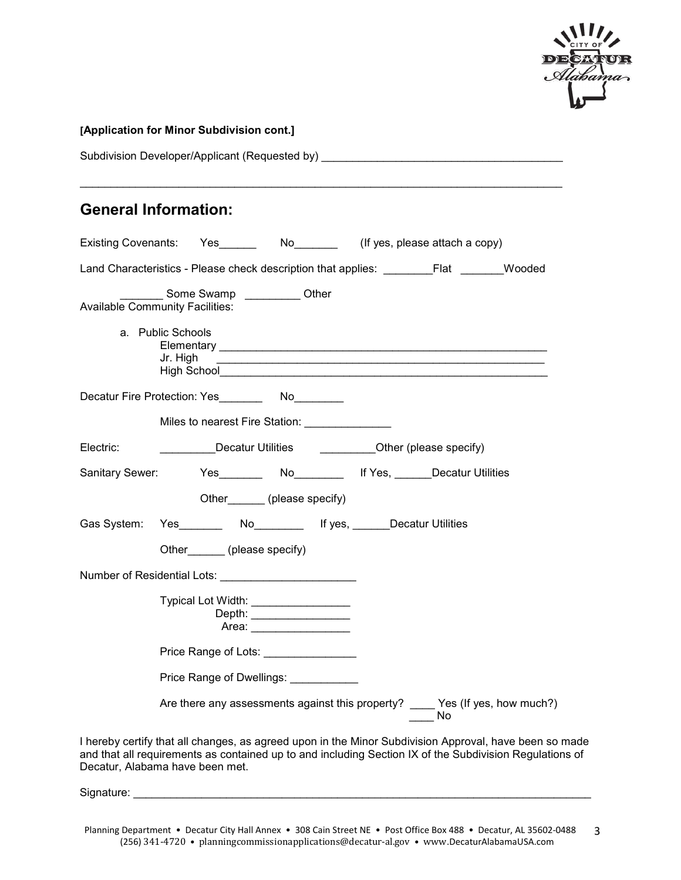**[Application for Minor Subdivision cont.]**

Subdivision Developer/Applicant (Requested by) ________________________________________

________________________________________________________________________________

## General Information:

Existing Covenants: Yes______ No_______ (If yes, please attach a copy)

Land Characteristics - Please check description that applies: ________Flat _______Wooded

_______ Some Swamp _________ Other

Available Community Facilities:

a. Public Schools
   - Elementary ______________________________________________________
   - Jr. High ______________________________________________________
   - High School______________________________________________________

Decatur Fire Protection: Yes_______ No________

Miles to nearest Fire Station: ______________

Electric: _________Decatur Utilities _________Other (please specify)

Sanitary Sewer: Yes_______ No________ If Yes, ______Decatur Utilities

Other______ (please specify)

Gas System: Yes_______ No________ If yes, ______Decatur Utilities

Other______ (please specify)

Number of Residential Lots: ______________________

Typical Lot Width: ________________
Depth: ________________
Area: ________________

Price Range of Lots: _______________

Price Range of Dwellings: ___________

Are there any assessments against this property? ____ Yes (If yes, how much?)
____ No

I hereby certify that all changes, as agreed upon in the Minor Subdivision Approval, have been so made and that all requirements as contained up to and including Section IX of the Subdivision Regulations of Decatur, Alabama have been met.

Signature: ________________________________________________________________________________

Planning Department • Decatur City Hall Annex • 308 Cain Street NE • Post Office Box 488 • Decatur, AL 35602-0488
(256) 341-4720 • planningcommissionapplications@decatur-al.gov • www.DecaturAlabamaUSA.com